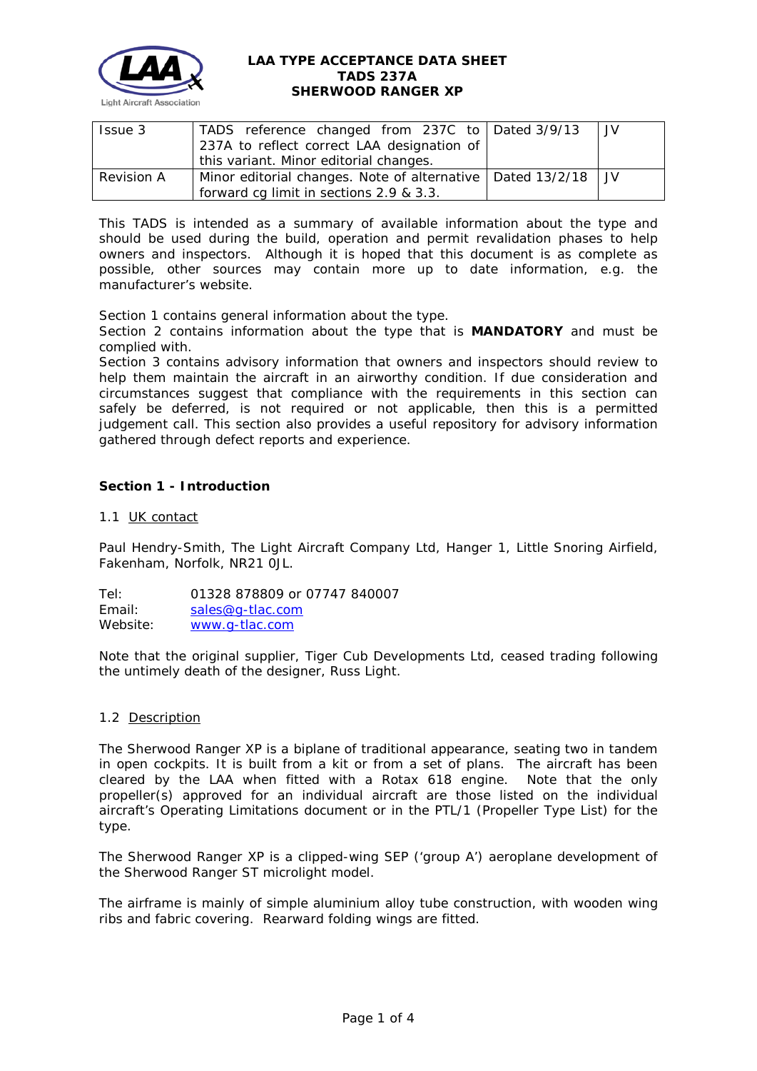**LAA TYPE ACCEPTANCE DATA SHEET**
**TADS 237A**
**SHERWOOD RANGER XP**

| Issue 3 | TADS reference changed from 237C to 237A to reflect correct LAA designation of this variant. Minor editorial changes. | Dated 3/9/13 | JV |
|---|---|---|---|
| Revision A | Minor editorial changes. Note of alternative forward cg limit in sections 2.9 & 3.3. | Dated 13/2/18 | JV |

This TADS is intended as a summary of available information about the type and should be used during the build, operation and permit revalidation phases to help owners and inspectors. Although it is hoped that this document is as complete as possible, other sources may contain more up to date information, e.g. the manufacturer's website.

Section 1 contains general information about the type.
Section 2 contains information about the type that is **MANDATORY** and must be complied with.
Section 3 contains advisory information that owners and inspectors should review to help them maintain the aircraft in an airworthy condition. If due consideration and circumstances suggest that compliance with the requirements in this section can safely be deferred, is not required or not applicable, then this is a permitted judgement call. This section also provides a useful repository for advisory information gathered through defect reports and experience.

## Section 1 - Introduction

### 1.1 UK contact

Paul Hendry-Smith, The Light Aircraft Company Ltd, Hanger 1, Little Snoring Airfield, Fakenham, Norfolk, NR21 0JL.

Tel: 01328 878809 or 07747 840007
Email: sales@g-tlac.com
Website: www.g-tlac.com

Note that the original supplier, Tiger Cub Developments Ltd, ceased trading following the untimely death of the designer, Russ Light.

### 1.2 Description

The Sherwood Ranger XP is a biplane of traditional appearance, seating two in tandem in open cockpits. It is built from a kit or from a set of plans. The aircraft has been cleared by the LAA when fitted with a Rotax 618 engine. Note that the only propeller(s) approved for an individual aircraft are those listed on the individual aircraft's Operating Limitations document or in the PTL/1 (Propeller Type List) for the type.

The Sherwood Ranger XP is a clipped-wing SEP ('group A') aeroplane development of the Sherwood Ranger ST microlight model.

The airframe is mainly of simple aluminium alloy tube construction, with wooden wing ribs and fabric covering. Rearward folding wings are fitted.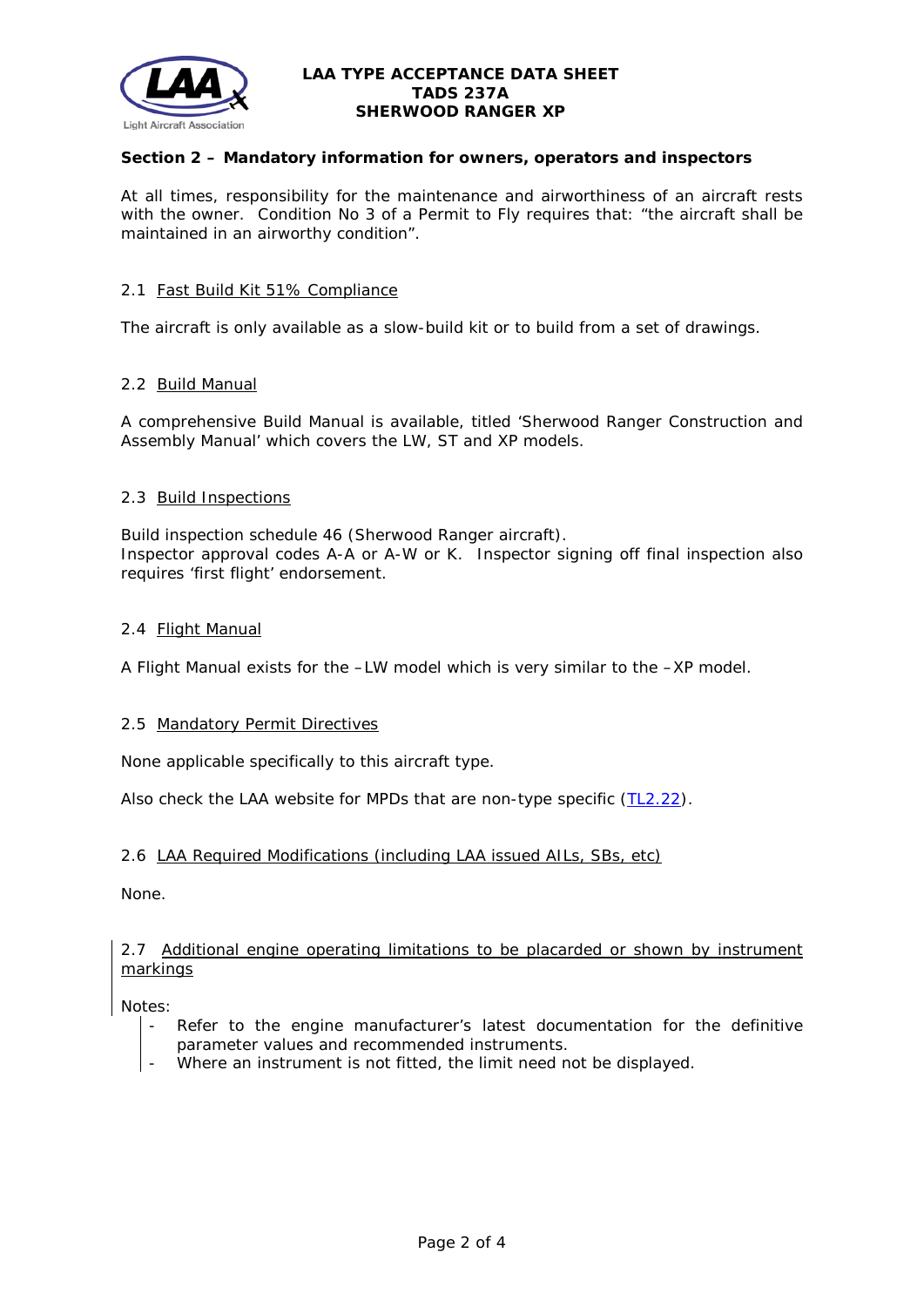## Section 2 – Mandatory information for owners, operators and inspectors

At all times, responsibility for the maintenance and airworthiness of an aircraft rests with the owner. Condition No 3 of a Permit to Fly requires that: "the aircraft shall be maintained in an airworthy condition".

### 2.1 Fast Build Kit 51% Compliance

The aircraft is only available as a slow-build kit or to build from a set of drawings.

### 2.2 Build Manual

A comprehensive Build Manual is available, titled 'Sherwood Ranger Construction and Assembly Manual' which covers the LW, ST and XP models.

### 2.3 Build Inspections

Build inspection schedule 46 (Sherwood Ranger aircraft).
Inspector approval codes A-A or A-W or K. Inspector signing off final inspection also requires 'first flight' endorsement.

### 2.4 Flight Manual

A Flight Manual exists for the –LW model which is very similar to the –XP model.

### 2.5 Mandatory Permit Directives

None applicable specifically to this aircraft type.

Also check the LAA website for MPDs that are non-type specific (TL2.22).

### 2.6 LAA Required Modifications (including LAA issued AILs, SBs, etc)

None.

### 2.7 Additional engine operating limitations to be placarded or shown by instrument markings

Notes:

- Refer to the engine manufacturer's latest documentation for the definitive parameter values and recommended instruments.
- Where an instrument is not fitted, the limit need not be displayed.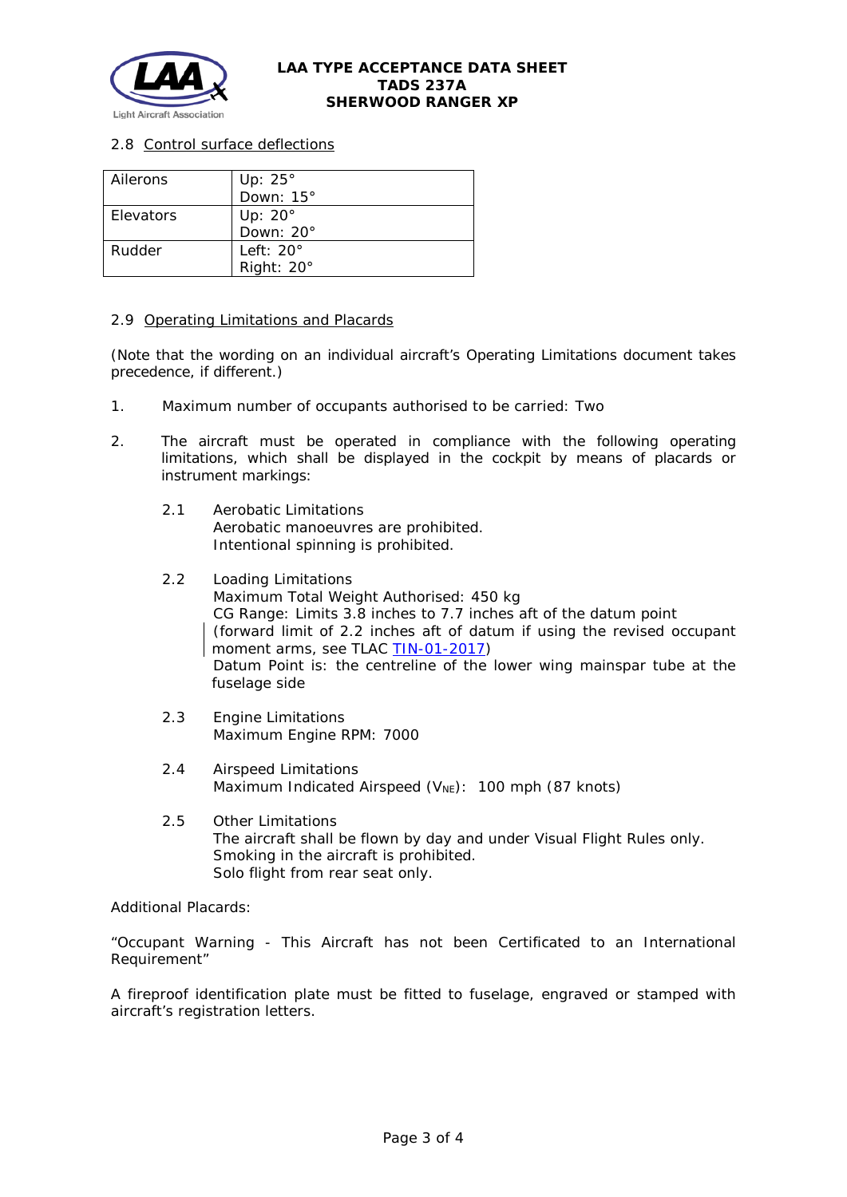2.8 Control surface deflections

| | |
|---|---|
| Ailerons | Up: 25°<br>Down: 15° |
| Elevators | Up: 20°<br>Down: 20° |
| Rudder | Left: 20°<br>Right: 20° |

2.9 Operating Limitations and Placards

(Note that the wording on an individual aircraft's Operating Limitations document takes precedence, if different.)

1. Maximum number of occupants authorised to be carried: Two

2. The aircraft must be operated in compliance with the following operating limitations, which shall be displayed in the cockpit by means of placards or instrument markings:

   2.1 Aerobatic Limitations
   Aerobatic manoeuvres are prohibited.
   Intentional spinning is prohibited.

   2.2 Loading Limitations
   Maximum Total Weight Authorised: 450 kg
   CG Range: Limits 3.8 inches to 7.7 inches aft of the datum point (forward limit of 2.2 inches aft of datum if using the revised occupant moment arms, see TLAC TIN-01-2017)
   Datum Point is: the centreline of the lower wing mainspar tube at the fuselage side

   2.3 Engine Limitations
   Maximum Engine RPM: 7000

   2.4 Airspeed Limitations
   Maximum Indicated Airspeed ($V_{NE}$): 100 mph (87 knots)

   2.5 Other Limitations
   The aircraft shall be flown by day and under Visual Flight Rules only.
   Smoking in the aircraft is prohibited.
   Solo flight from rear seat only.

Additional Placards:

"Occupant Warning - This Aircraft has not been Certificated to an International Requirement"

A fireproof identification plate must be fitted to fuselage, engraved or stamped with aircraft's registration letters.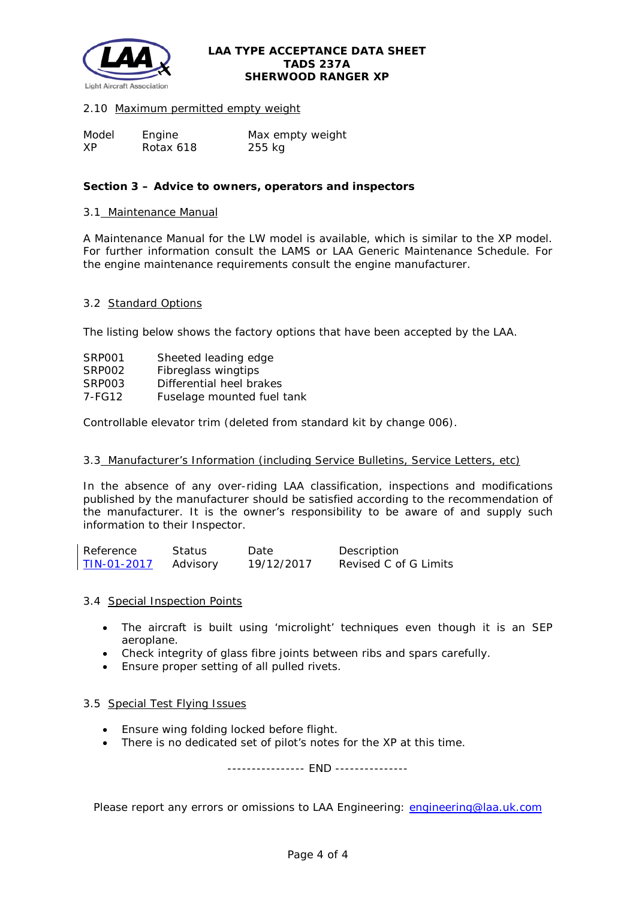### 2.10 Maximum permitted empty weight

| Model | Engine | Max empty weight |
|---|---|---|
| XP | Rotax 618 | 255 kg |

## Section 3 – Advice to owners, operators and inspectors

### 3.1 Maintenance Manual

A Maintenance Manual for the LW model is available, which is similar to the XP model. For further information consult the LAMS or LAA Generic Maintenance Schedule. For the engine maintenance requirements consult the engine manufacturer.

### 3.2 Standard Options

The listing below shows the factory options that have been accepted by the LAA.

| | |
|---|---|
| SRP001 | Sheeted leading edge |
| SRP002 | Fibreglass wingtips |
| SRP003 | Differential heel brakes |
| 7-FG12 | Fuselage mounted fuel tank |

Controllable elevator trim (deleted from standard kit by change 006).

### 3.3 Manufacturer's Information (including Service Bulletins, Service Letters, etc)

In the absence of any over-riding LAA classification, inspections and modifications published by the manufacturer should be satisfied according to the recommendation of the manufacturer. It is the owner's responsibility to be aware of and supply such information to their Inspector.

| Reference | Status | Date | Description |
|---|---|---|---|
| TIN-01-2017 | Advisory | 19/12/2017 | Revised C of G Limits |

### 3.4 Special Inspection Points

- The aircraft is built using 'microlight' techniques even though it is an SEP aeroplane.
- Check integrity of glass fibre joints between ribs and spars carefully.
- Ensure proper setting of all pulled rivets.

### 3.5 Special Test Flying Issues

- Ensure wing folding locked before flight.
- There is no dedicated set of pilot's notes for the XP at this time.

---------------- END ---------------

Please report any errors or omissions to LAA Engineering: engineering@laa.uk.com